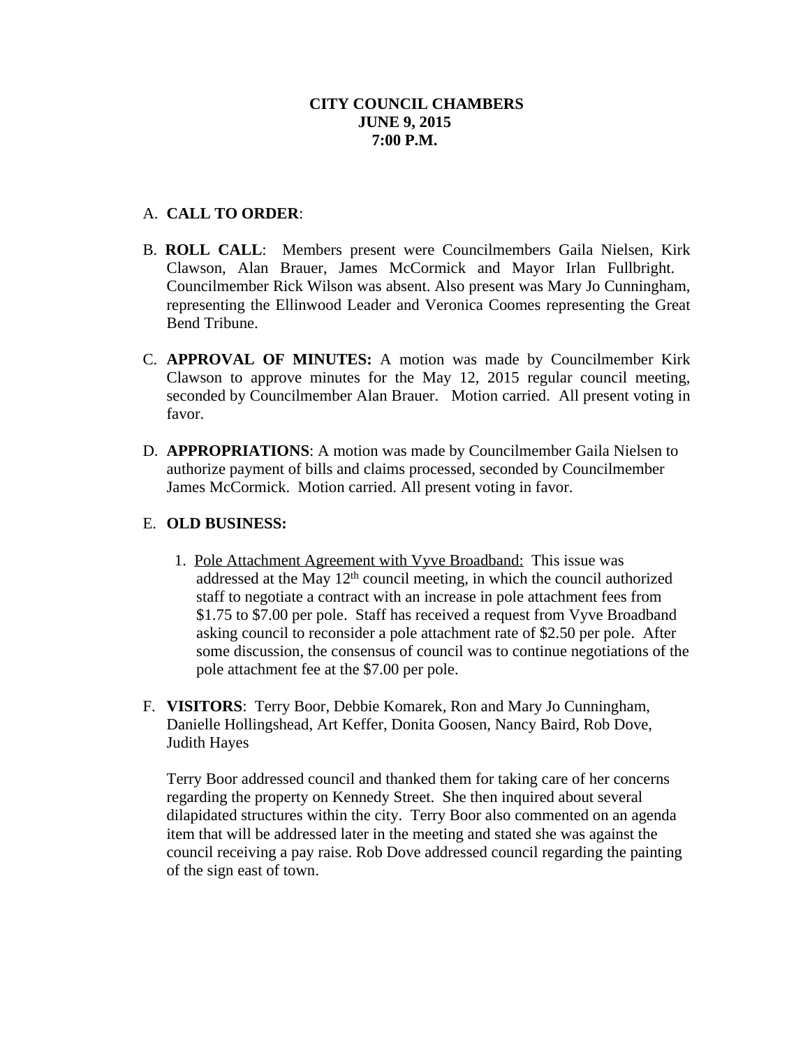**CITY COUNCIL CHAMBERS**
**JUNE 9, 2015**
**7:00 P.M.**

A. **CALL TO ORDER**:

B. **ROLL CALL**: Members present were Councilmembers Gaila Nielsen, Kirk Clawson, Alan Brauer, James McCormick and Mayor Irlan Fullbright. Councilmember Rick Wilson was absent. Also present was Mary Jo Cunningham, representing the Ellinwood Leader and Veronica Coomes representing the Great Bend Tribune.

C. **APPROVAL OF MINUTES:** A motion was made by Councilmember Kirk Clawson to approve minutes for the May 12, 2015 regular council meeting, seconded by Councilmember Alan Brauer. Motion carried. All present voting in favor.

D. **APPROPRIATIONS**: A motion was made by Councilmember Gaila Nielsen to authorize payment of bills and claims processed, seconded by Councilmember James McCormick. Motion carried. All present voting in favor.

E. **OLD BUSINESS:**

1. <u>Pole Attachment Agreement with Vyve Broadband:</u> This issue was addressed at the May 12th council meeting, in which the council authorized staff to negotiate a contract with an increase in pole attachment fees from $1.75 to $7.00 per pole. Staff has received a request from Vyve Broadband asking council to reconsider a pole attachment rate of $2.50 per pole. After some discussion, the consensus of council was to continue negotiations of the pole attachment fee at the $7.00 per pole.

F. **VISITORS**: Terry Boor, Debbie Komarek, Ron and Mary Jo Cunningham, Danielle Hollingshead, Art Keffer, Donita Goosen, Nancy Baird, Rob Dove, Judith Hayes

Terry Boor addressed council and thanked them for taking care of her concerns regarding the property on Kennedy Street. She then inquired about several dilapidated structures within the city. Terry Boor also commented on an agenda item that will be addressed later in the meeting and stated she was against the council receiving a pay raise. Rob Dove addressed council regarding the painting of the sign east of town.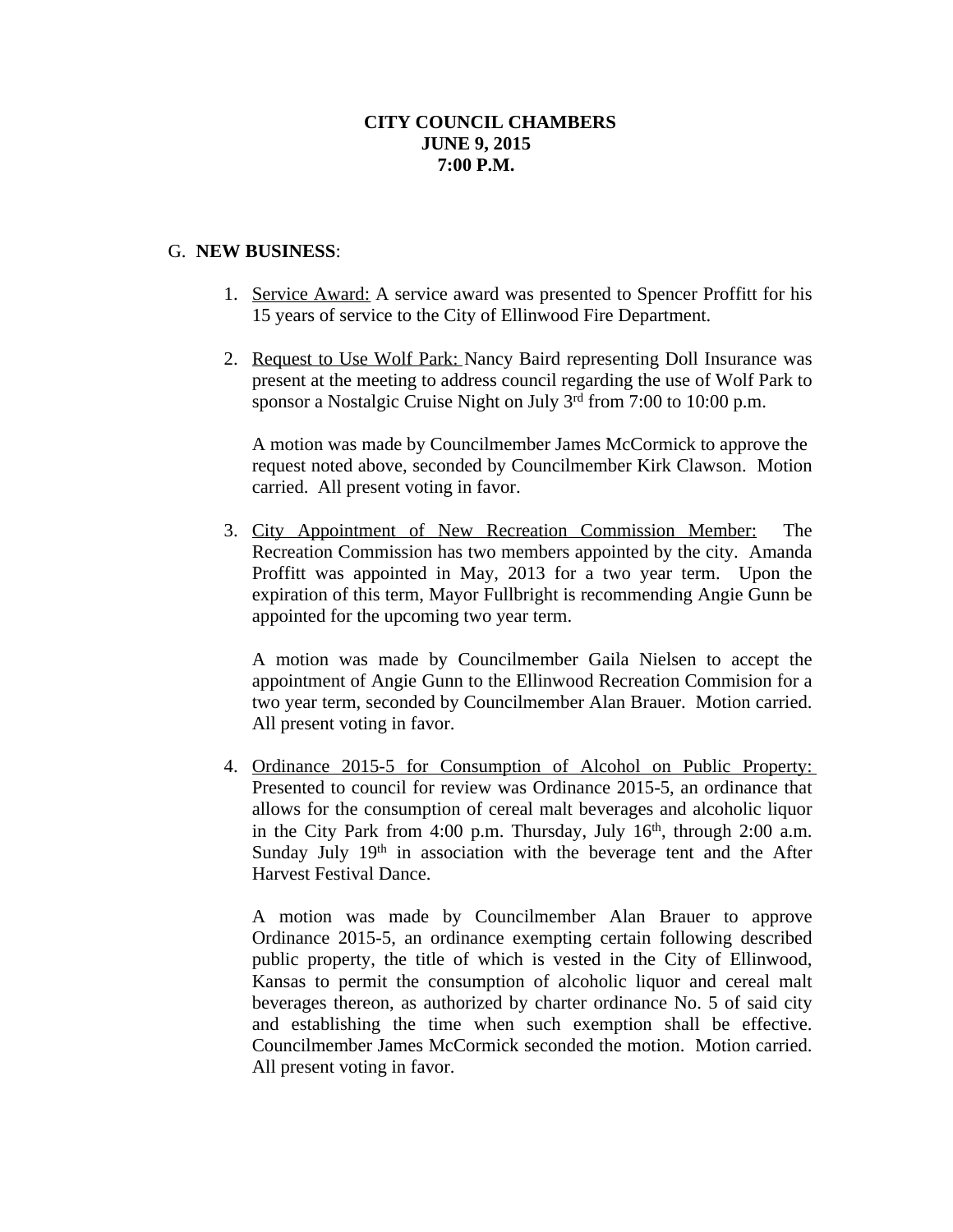**CITY COUNCIL CHAMBERS**
**JUNE 9, 2015**
**7:00 P.M.**

G. **NEW BUSINESS**:

1. Service Award: A service award was presented to Spencer Proffitt for his 15 years of service to the City of Ellinwood Fire Department.

2. Request to Use Wolf Park: Nancy Baird representing Doll Insurance was present at the meeting to address council regarding the use of Wolf Park to sponsor a Nostalgic Cruise Night on July 3rd from 7:00 to 10:00 p.m.

   A motion was made by Councilmember James McCormick to approve the request noted above, seconded by Councilmember Kirk Clawson. Motion carried. All present voting in favor.

3. City Appointment of New Recreation Commission Member: The Recreation Commission has two members appointed by the city. Amanda Proffitt was appointed in May, 2013 for a two year term. Upon the expiration of this term, Mayor Fullbright is recommending Angie Gunn be appointed for the upcoming two year term.

   A motion was made by Councilmember Gaila Nielsen to accept the appointment of Angie Gunn to the Ellinwood Recreation Commision for a two year term, seconded by Councilmember Alan Brauer. Motion carried. All present voting in favor.

4. Ordinance 2015-5 for Consumption of Alcohol on Public Property: Presented to council for review was Ordinance 2015-5, an ordinance that allows for the consumption of cereal malt beverages and alcoholic liquor in the City Park from 4:00 p.m. Thursday, July 16th, through 2:00 a.m. Sunday July 19th in association with the beverage tent and the After Harvest Festival Dance.

   A motion was made by Councilmember Alan Brauer to approve Ordinance 2015-5, an ordinance exempting certain following described public property, the title of which is vested in the City of Ellinwood, Kansas to permit the consumption of alcoholic liquor and cereal malt beverages thereon, as authorized by charter ordinance No. 5 of said city and establishing the time when such exemption shall be effective. Councilmember James McCormick seconded the motion. Motion carried. All present voting in favor.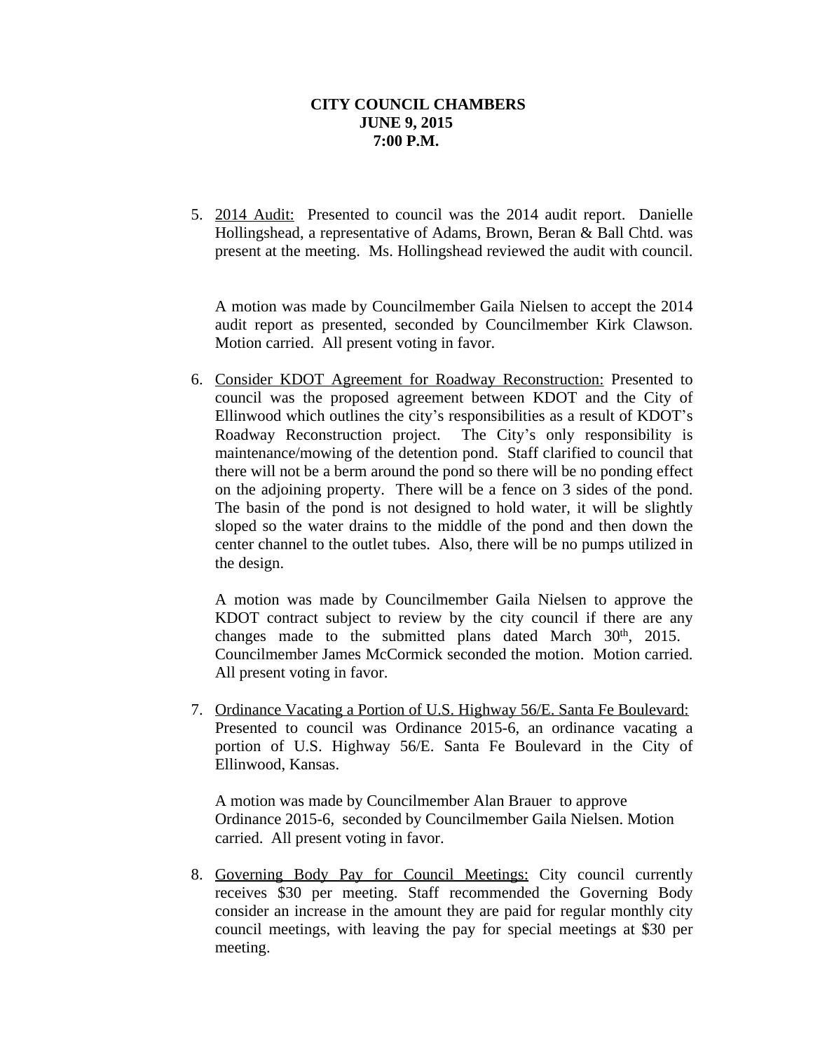**CITY COUNCIL CHAMBERS**
**JUNE 9, 2015**
**7:00 P.M.**

5. 2014 Audit: Presented to council was the 2014 audit report. Danielle Hollingshead, a representative of Adams, Brown, Beran & Ball Chtd. was present at the meeting. Ms. Hollingshead reviewed the audit with council.

   A motion was made by Councilmember Gaila Nielsen to accept the 2014 audit report as presented, seconded by Councilmember Kirk Clawson. Motion carried. All present voting in favor.

6. Consider KDOT Agreement for Roadway Reconstruction: Presented to council was the proposed agreement between KDOT and the City of Ellinwood which outlines the city's responsibilities as a result of KDOT's Roadway Reconstruction project. The City's only responsibility is maintenance/mowing of the detention pond. Staff clarified to council that there will not be a berm around the pond so there will be no ponding effect on the adjoining property. There will be a fence on 3 sides of the pond. The basin of the pond is not designed to hold water, it will be slightly sloped so the water drains to the middle of the pond and then down the center channel to the outlet tubes. Also, there will be no pumps utilized in the design.

   A motion was made by Councilmember Gaila Nielsen to approve the KDOT contract subject to review by the city council if there are any changes made to the submitted plans dated March 30th, 2015. Councilmember James McCormick seconded the motion. Motion carried. All present voting in favor.

7. Ordinance Vacating a Portion of U.S. Highway 56/E. Santa Fe Boulevard: Presented to council was Ordinance 2015-6, an ordinance vacating a portion of U.S. Highway 56/E. Santa Fe Boulevard in the City of Ellinwood, Kansas.

   A motion was made by Councilmember Alan Brauer to approve Ordinance 2015-6, seconded by Councilmember Gaila Nielsen. Motion carried. All present voting in favor.

8. Governing Body Pay for Council Meetings: City council currently receives $30 per meeting. Staff recommended the Governing Body consider an increase in the amount they are paid for regular monthly city council meetings, with leaving the pay for special meetings at $30 per meeting.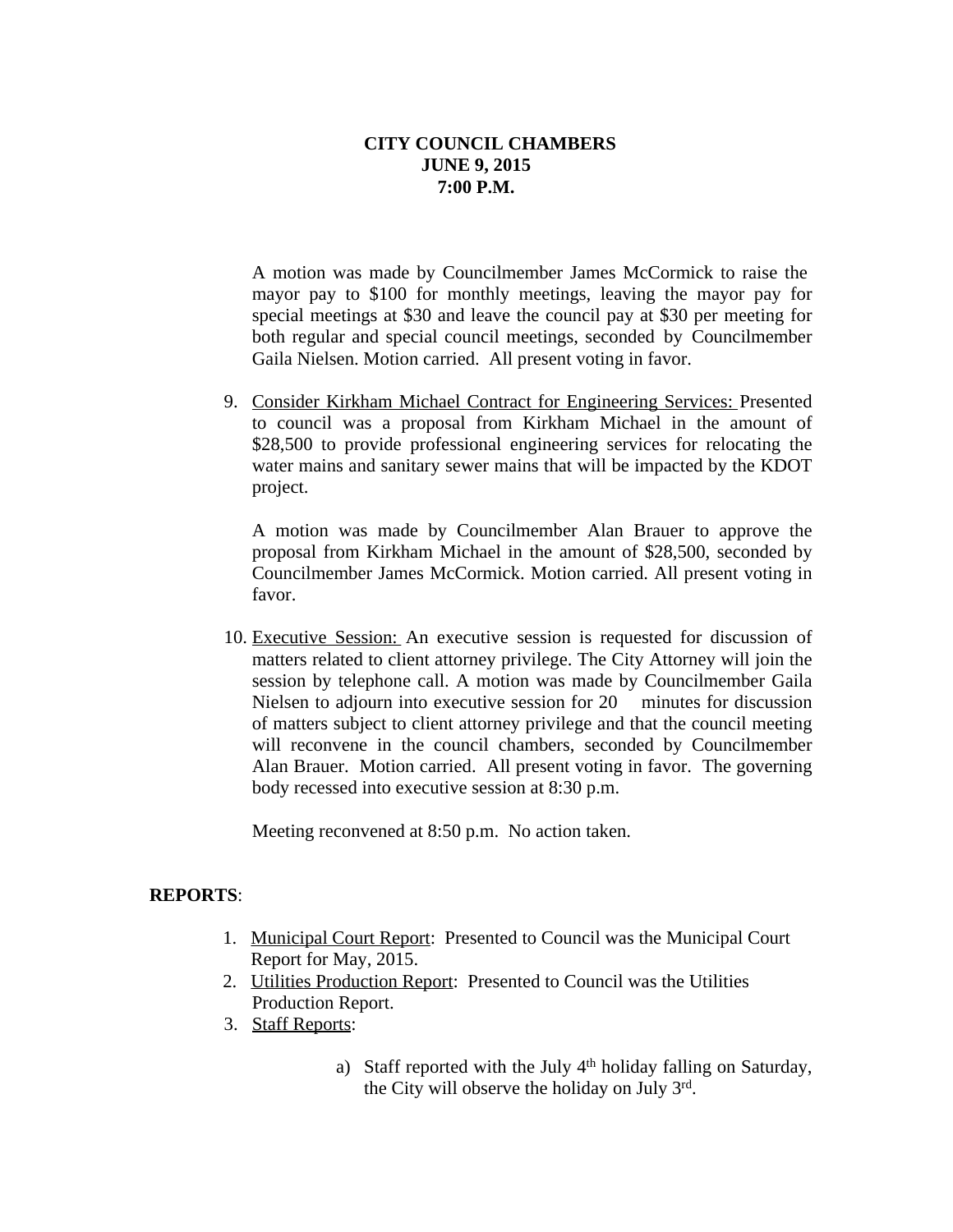**CITY COUNCIL CHAMBERS**
**JUNE 9, 2015**
**7:00 P.M.**

A motion was made by Councilmember James McCormick to raise the mayor pay to $100 for monthly meetings, leaving the mayor pay for special meetings at $30 and leave the council pay at $30 per meeting for both regular and special council meetings, seconded by Councilmember Gaila Nielsen. Motion carried. All present voting in favor.

9. <u>Consider Kirkham Michael Contract for Engineering Services:</u> Presented to council was a proposal from Kirkham Michael in the amount of $28,500 to provide professional engineering services for relocating the water mains and sanitary sewer mains that will be impacted by the KDOT project.

   A motion was made by Councilmember Alan Brauer to approve the proposal from Kirkham Michael in the amount of $28,500, seconded by Councilmember James McCormick. Motion carried. All present voting in favor.

10. <u>Executive Session:</u> An executive session is requested for discussion of matters related to client attorney privilege. The City Attorney will join the session by telephone call. A motion was made by Councilmember Gaila Nielsen to adjourn into executive session for 20 minutes for discussion of matters subject to client attorney privilege and that the council meeting will reconvene in the council chambers, seconded by Councilmember Alan Brauer. Motion carried. All present voting in favor. The governing body recessed into executive session at 8:30 p.m.

    Meeting reconvened at 8:50 p.m. No action taken.

**REPORTS**:

1. <u>Municipal Court Report</u>: Presented to Council was the Municipal Court Report for May, 2015.
2. <u>Utilities Production Report</u>: Presented to Council was the Utilities Production Report.
3. <u>Staff Reports</u>:

   a) Staff reported with the July 4th holiday falling on Saturday, the City will observe the holiday on July 3rd.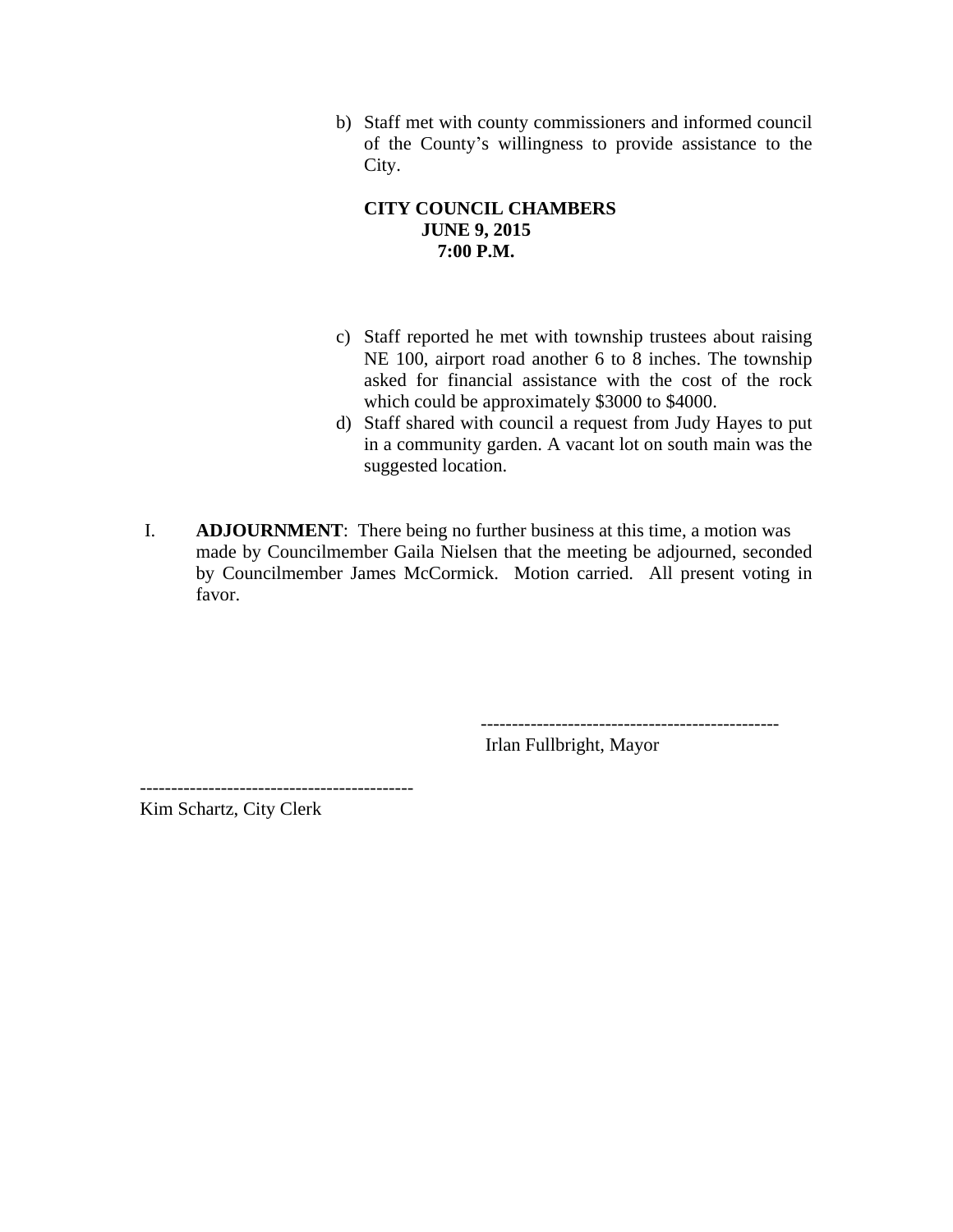b) Staff met with county commissioners and informed council of the County's willingness to provide assistance to the City.

**CITY COUNCIL CHAMBERS**
**JUNE 9, 2015**
**7:00 P.M.**

c) Staff reported he met with township trustees about raising NE 100, airport road another 6 to 8 inches. The township asked for financial assistance with the cost of the rock which could be approximately $3000 to $4000.

d) Staff shared with council a request from Judy Hayes to put in a community garden. A vacant lot on south main was the suggested location.

I. **ADJOURNMENT**: There being no further business at this time, a motion was made by Councilmember Gaila Nielsen that the meeting be adjourned, seconded by Councilmember James McCormick. Motion carried. All present voting in favor.

------------------------------------------------
Irlan Fullbright, Mayor

--------------------------------------------
Kim Schartz, City Clerk